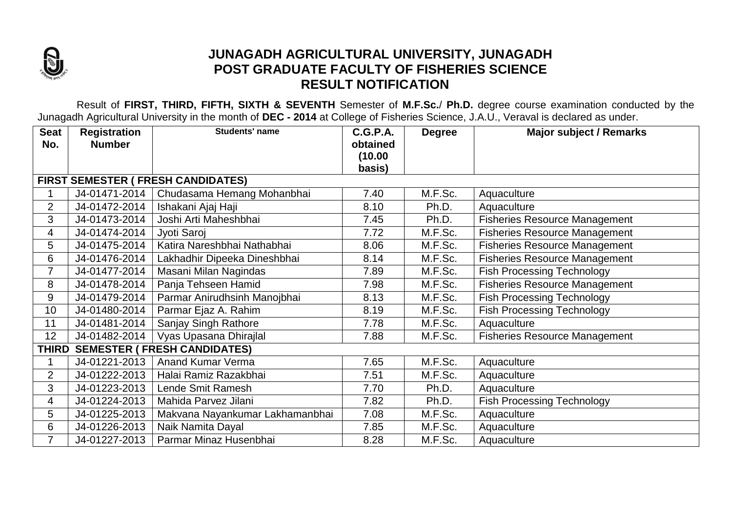# JUNAGADH AGRICULTURAL UNIVERSITY, JUNAGADH
## POST GRADUATE FACULTY OF FISHERIES SCIENCE
## RESULT NOTIFICATION

Result of **FIRST, THIRD, FIFTH, SIXTH & SEVENTH** Semester of **M.F.Sc.**/ **Ph.D.** degree course examination conducted by the Junagadh Agricultural University in the month of **DEC - 2014** at College of Fisheries Science, J.A.U., Veraval is declared as under.

| Seat No. | Registration Number | Students' name | C.G.P.A. obtained (10.00 basis) | Degree | Major subject / Remarks |
|---|---|---|---|---|---|
| **FIRST SEMESTER ( FRESH CANDIDATES)** | | | | | |
| 1 | J4-01471-2014 | Chudasama Hemang Mohanbhai | 7.40 | M.F.Sc. | Aquaculture |
| 2 | J4-01472-2014 | Ishakani Ajaj Haji | 8.10 | Ph.D. | Aquaculture |
| 3 | J4-01473-2014 | Joshi Arti Maheshbhai | 7.45 | Ph.D. | Fisheries Resource Management |
| 4 | J4-01474-2014 | Jyoti Saroj | 7.72 | M.F.Sc. | Fisheries Resource Management |
| 5 | J4-01475-2014 | Katira Nareshbhai Nathabhai | 8.06 | M.F.Sc. | Fisheries Resource Management |
| 6 | J4-01476-2014 | Lakhadhir Dipeeka Dineshbhai | 8.14 | M.F.Sc. | Fisheries Resource Management |
| 7 | J4-01477-2014 | Masani Milan Nagindas | 7.89 | M.F.Sc. | Fish Processing Technology |
| 8 | J4-01478-2014 | Panja Tehseen Hamid | 7.98 | M.F.Sc. | Fisheries Resource Management |
| 9 | J4-01479-2014 | Parmar Anirudhsinh Manojbhai | 8.13 | M.F.Sc. | Fish Processing Technology |
| 10 | J4-01480-2014 | Parmar Ejaz A. Rahim | 8.19 | M.F.Sc. | Fish Processing Technology |
| 11 | J4-01481-2014 | Sanjay Singh Rathore | 7.78 | M.F.Sc. | Aquaculture |
| 12 | J4-01482-2014 | Vyas Upasana Dhirajlal | 7.88 | M.F.Sc. | Fisheries Resource Management |
| **THIRD SEMESTER ( FRESH CANDIDATES)** | | | | | |
| 1 | J4-01221-2013 | Anand Kumar Verma | 7.65 | M.F.Sc. | Aquaculture |
| 2 | J4-01222-2013 | Halai Ramiz Razakbhai | 7.51 | M.F.Sc. | Aquaculture |
| 3 | J4-01223-2013 | Lende Smit Ramesh | 7.70 | Ph.D. | Aquaculture |
| 4 | J4-01224-2013 | Mahida Parvez Jilani | 7.82 | Ph.D. | Fish Processing Technology |
| 5 | J4-01225-2013 | Makvana Nayankumar Lakhamanbhai | 7.08 | M.F.Sc. | Aquaculture |
| 6 | J4-01226-2013 | Naik Namita Dayal | 7.85 | M.F.Sc. | Aquaculture |
| 7 | J4-01227-2013 | Parmar Minaz Husenbhai | 8.28 | M.F.Sc. | Aquaculture |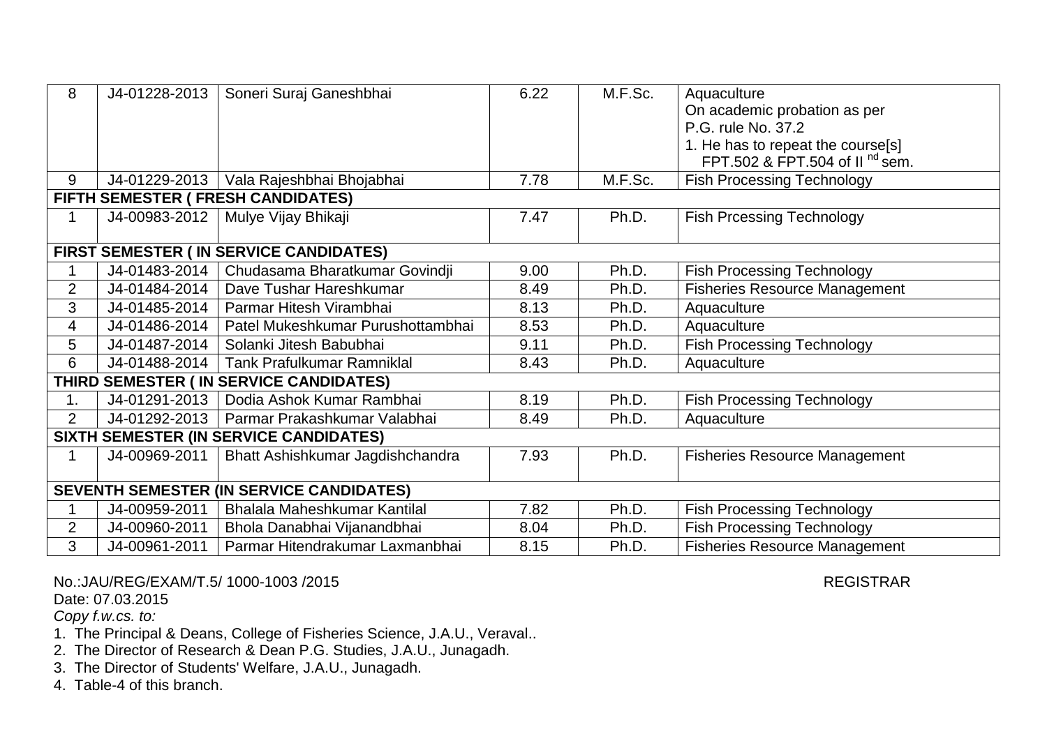| | | | | | |
|---|---|---|---|---|---|
| 8 | J4-01228-2013 | Soneri Suraj Ganeshbhai | 6.22 | M.F.Sc. | Aquaculture<br>On academic probation as per P.G. rule No. 37.2<br>1. He has to repeat the course[s] FPT.502 & FPT.504 of II nd sem. |
| 9 | J4-01229-2013 | Vala Rajeshbhai Bhojabhai | 7.78 | M.F.Sc. | Fish Processing Technology |
| **FIFTH SEMESTER ( FRESH CANDIDATES)** | | | | | |
| 1 | J4-00983-2012 | Mulye Vijay Bhikaji | 7.47 | Ph.D. | Fish Prcessing Technology |
| **FIRST SEMESTER ( IN SERVICE CANDIDATES)** | | | | | |
| 1 | J4-01483-2014 | Chudasama Bharatkumar Govindji | 9.00 | Ph.D. | Fish Processing Technology |
| 2 | J4-01484-2014 | Dave Tushar Hareshkumar | 8.49 | Ph.D. | Fisheries Resource Management |
| 3 | J4-01485-2014 | Parmar Hitesh Virambhai | 8.13 | Ph.D. | Aquaculture |
| 4 | J4-01486-2014 | Patel Mukeshkumar Purushottambhai | 8.53 | Ph.D. | Aquaculture |
| 5 | J4-01487-2014 | Solanki Jitesh Babubhai | 9.11 | Ph.D. | Fish Processing Technology |
| 6 | J4-01488-2014 | Tank Prafulkumar Ramniklal | 8.43 | Ph.D. | Aquaculture |
| **THIRD SEMESTER ( IN SERVICE CANDIDATES)** | | | | | |
| 1. | J4-01291-2013 | Dodia Ashok Kumar Rambhai | 8.19 | Ph.D. | Fish Processing Technology |
| 2 | J4-01292-2013 | Parmar Prakashkumar Valabhai | 8.49 | Ph.D. | Aquaculture |
| **SIXTH SEMESTER (IN SERVICE CANDIDATES)** | | | | | |
| 1 | J4-00969-2011 | Bhatt Ashishkumar Jagdishchandra | 7.93 | Ph.D. | Fisheries Resource Management |
| **SEVENTH SEMESTER (IN SERVICE CANDIDATES)** | | | | | |
| 1 | J4-00959-2011 | Bhalala Maheshkumar Kantilal | 7.82 | Ph.D. | Fish Processing Technology |
| 2 | J4-00960-2011 | Bhola Danabhai Vijanandbhai | 8.04 | Ph.D. | Fish Processing Technology |
| 3 | J4-00961-2011 | Parmar Hitendrakumar Laxmanbhai | 8.15 | Ph.D. | Fisheries Resource Management |

No.:JAU/REG/EXAM/T.5/ 1000-1003 /2015

Date: 07.03.2015

REGISTRAR

*Copy f.w.cs. to:*

1. The Principal & Deans, College of Fisheries Science, J.A.U., Veraval..
2. The Director of Research & Dean P.G. Studies, J.A.U., Junagadh.
3. The Director of Students' Welfare, J.A.U., Junagadh.
4. Table-4 of this branch.